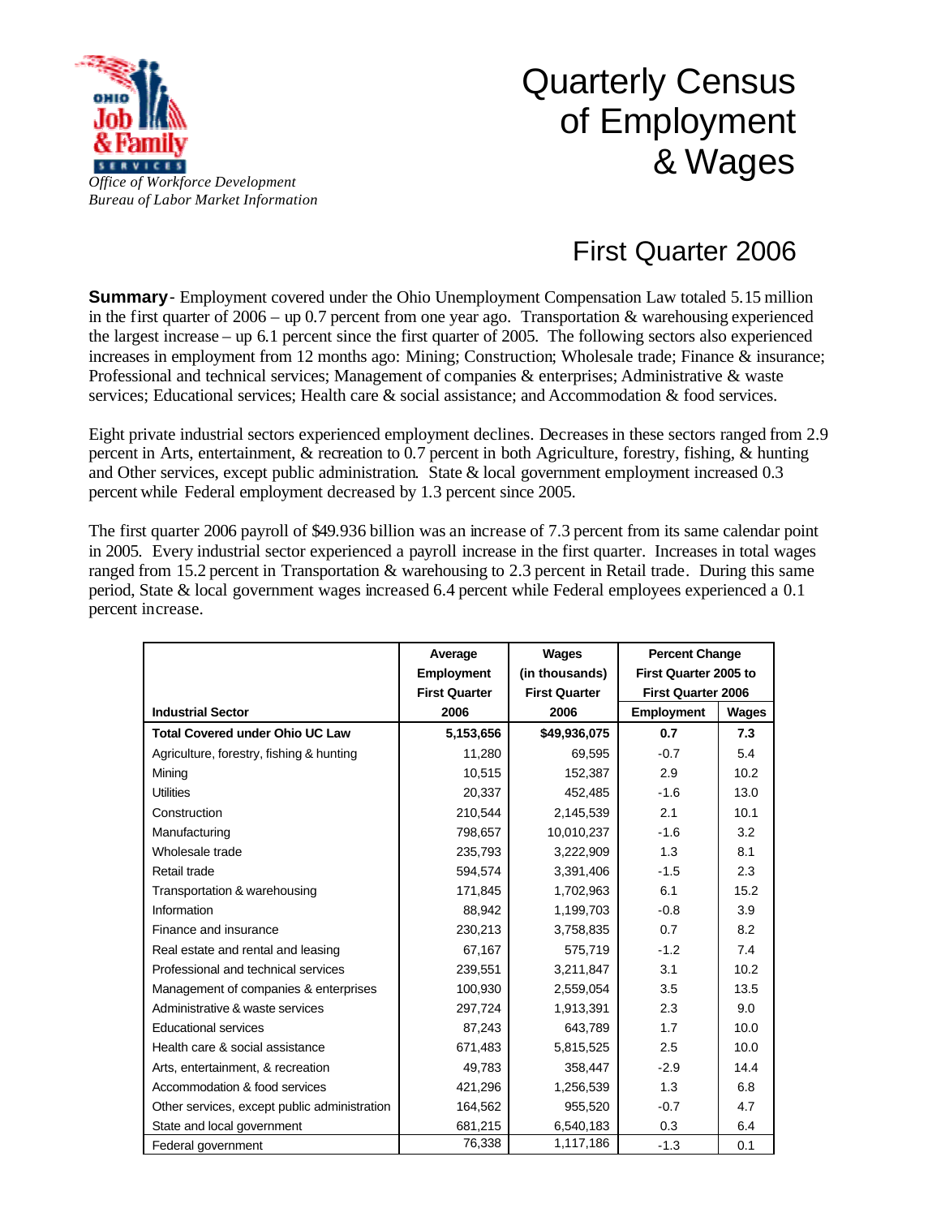*Office of Workforce Development*
*Bureau of Labor Market Information*

# Quarterly Census of Employment & Wages

## First Quarter 2006

**Summary** - Employment covered under the Ohio Unemployment Compensation Law totaled 5.15 million in the first quarter of 2006 – up 0.7 percent from one year ago. Transportation & warehousing experienced the largest increase – up 6.1 percent since the first quarter of 2005. The following sectors also experienced increases in employment from 12 months ago: Mining; Construction; Wholesale trade; Finance & insurance; Professional and technical services; Management of companies & enterprises; Administrative & waste services; Educational services; Health care & social assistance; and Accommodation & food services.

Eight private industrial sectors experienced employment declines. Decreases in these sectors ranged from 2.9 percent in Arts, entertainment, & recreation to 0.7 percent in both Agriculture, forestry, fishing, & hunting and Other services, except public administration. State & local government employment increased 0.3 percent while Federal employment decreased by 1.3 percent since 2005.

The first quarter 2006 payroll of $49.936 billion was an increase of 7.3 percent from its same calendar point in 2005. Every industrial sector experienced a payroll increase in the first quarter. Increases in total wages ranged from 15.2 percent in Transportation & warehousing to 2.3 percent in Retail trade. During this same period, State & local government wages increased 6.4 percent while Federal employees experienced a 0.1 percent increase.

| Industrial Sector | Average Employment First Quarter 2006 | Wages (in thousands) First Quarter 2006 | Percent Change First Quarter 2005 to First Quarter 2006 | |
|---|---|---|---|---|
| | | | Employment | Wages |
| **Total Covered under Ohio UC Law** | **5,153,656** | **$49,936,075** | **0.7** | **7.3** |
| Agriculture, forestry, fishing & hunting | 11,280 | 69,595 | -0.7 | 5.4 |
| Mining | 10,515 | 152,387 | 2.9 | 10.2 |
| Utilities | 20,337 | 452,485 | -1.6 | 13.0 |
| Construction | 210,544 | 2,145,539 | 2.1 | 10.1 |
| Manufacturing | 798,657 | 10,010,237 | -1.6 | 3.2 |
| Wholesale trade | 235,793 | 3,222,909 | 1.3 | 8.1 |
| Retail trade | 594,574 | 3,391,406 | -1.5 | 2.3 |
| Transportation & warehousing | 171,845 | 1,702,963 | 6.1 | 15.2 |
| Information | 88,942 | 1,199,703 | -0.8 | 3.9 |
| Finance and insurance | 230,213 | 3,758,835 | 0.7 | 8.2 |
| Real estate and rental and leasing | 67,167 | 575,719 | -1.2 | 7.4 |
| Professional and technical services | 239,551 | 3,211,847 | 3.1 | 10.2 |
| Management of companies & enterprises | 100,930 | 2,559,054 | 3.5 | 13.5 |
| Administrative & waste services | 297,724 | 1,913,391 | 2.3 | 9.0 |
| Educational services | 87,243 | 643,789 | 1.7 | 10.0 |
| Health care & social assistance | 671,483 | 5,815,525 | 2.5 | 10.0 |
| Arts, entertainment, & recreation | 49,783 | 358,447 | -2.9 | 14.4 |
| Accommodation & food services | 421,296 | 1,256,539 | 1.3 | 6.8 |
| Other services, except public administration | 164,562 | 955,520 | -0.7 | 4.7 |
| State and local government | 681,215 | 6,540,183 | 0.3 | 6.4 |
| Federal government | 76,338 | 1,117,186 | -1.3 | 0.1 |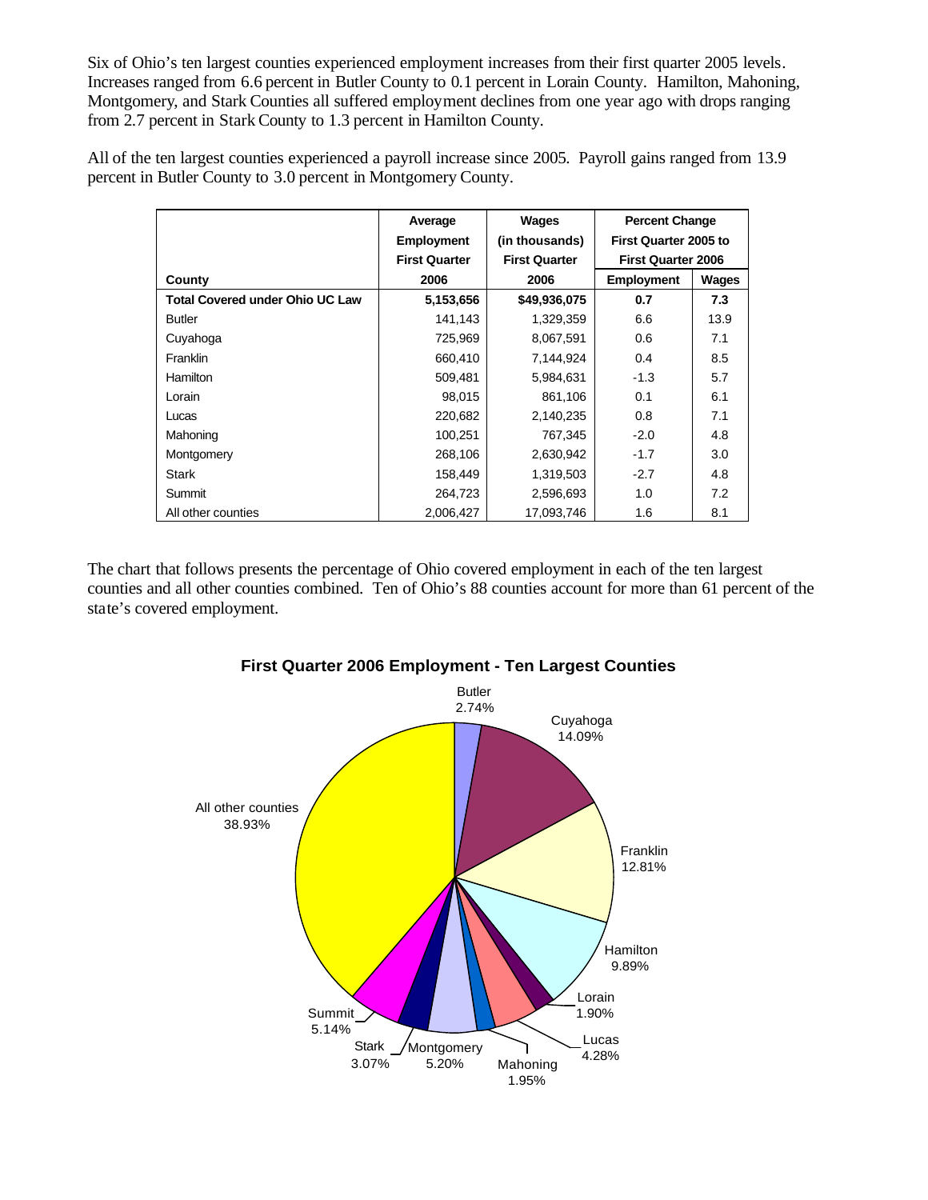Six of Ohio's ten largest counties experienced employment increases from their first quarter 2005 levels. Increases ranged from 6.6 percent in Butler County to 0.1 percent in Lorain County. Hamilton, Mahoning, Montgomery, and Stark Counties all suffered employment declines from one year ago with drops ranging from 2.7 percent in Stark County to 1.3 percent in Hamilton County.

All of the ten largest counties experienced a payroll increase since 2005. Payroll gains ranged from 13.9 percent in Butler County to 3.0 percent in Montgomery County.

| County | Average Employment First Quarter 2006 | Wages (in thousands) First Quarter 2006 | Percent Change First Quarter 2005 to First Quarter 2006 | |
|---|---|---|---|---|
| | | | Employment | Wages |
| **Total Covered under Ohio UC Law** | **5,153,656** | **$49,936,075** | **0.7** | **7.3** |
| Butler | 141,143 | 1,329,359 | 6.6 | 13.9 |
| Cuyahoga | 725,969 | 8,067,591 | 0.6 | 7.1 |
| Franklin | 660,410 | 7,144,924 | 0.4 | 8.5 |
| Hamilton | 509,481 | 5,984,631 | -1.3 | 5.7 |
| Lorain | 98,015 | 861,106 | 0.1 | 6.1 |
| Lucas | 220,682 | 2,140,235 | 0.8 | 7.1 |
| Mahoning | 100,251 | 767,345 | -2.0 | 4.8 |
| Montgomery | 268,106 | 2,630,942 | -1.7 | 3.0 |
| Stark | 158,449 | 1,319,503 | -2.7 | 4.8 |
| Summit | 264,723 | 2,596,693 | 1.0 | 7.2 |
| All other counties | 2,006,427 | 17,093,746 | 1.6 | 8.1 |

The chart that follows presents the percentage of Ohio covered employment in each of the ten largest counties and all other counties combined. Ten of Ohio's 88 counties account for more than 61 percent of the state's covered employment.

**First Quarter 2006 Employment - Ten Largest Counties**

| County | Percent |
|---|---|
| Butler | 2.74% |
| Cuyahoga | 14.09% |
| Franklin | 12.81% |
| Hamilton | 9.89% |
| Lorain | 1.90% |
| Lucas | 4.28% |
| Mahoning | 1.95% |
| Montgomery | 5.20% |
| Stark | 3.07% |
| Summit | 5.14% |
| All other counties | 38.93% |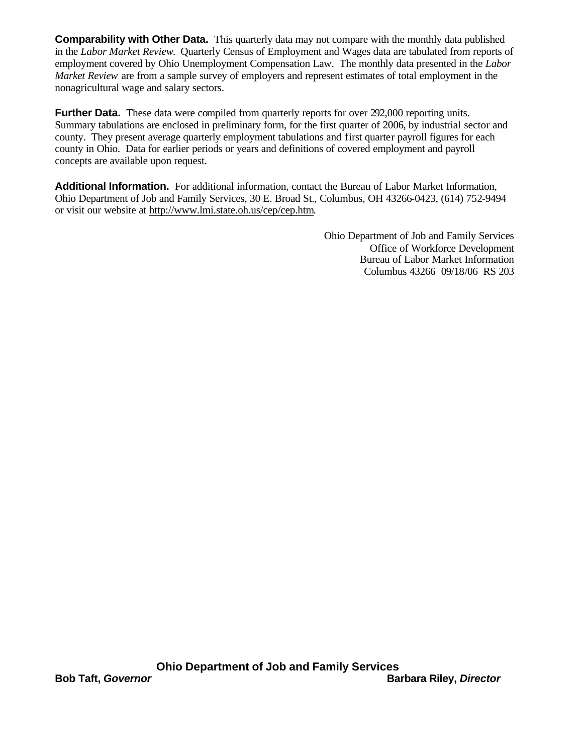**Comparability with Other Data.** This quarterly data may not compare with the monthly data published in the *Labor Market Review.* Quarterly Census of Employment and Wages data are tabulated from reports of employment covered by Ohio Unemployment Compensation Law. The monthly data presented in the *Labor Market Review* are from a sample survey of employers and represent estimates of total employment in the nonagricultural wage and salary sectors.

**Further Data.** These data were compiled from quarterly reports for over 292,000 reporting units. Summary tabulations are enclosed in preliminary form, for the first quarter of 2006, by industrial sector and county. They present average quarterly employment tabulations and first quarter payroll figures for each county in Ohio. Data for earlier periods or years and definitions of covered employment and payroll concepts are available upon request.

**Additional Information.** For additional information, contact the Bureau of Labor Market Information, Ohio Department of Job and Family Services, 30 E. Broad St., Columbus, OH 43266-0423, (614) 752-9494 or visit our website at http://www.lmi.state.oh.us/cep/cep.htm.

Ohio Department of Job and Family Services
Office of Workforce Development
Bureau of Labor Market Information
Columbus 43266 09/18/06 RS 203

**Ohio Department of Job and Family Services**

**Bob Taft, *Governor*** **Barbara Riley, *Director***